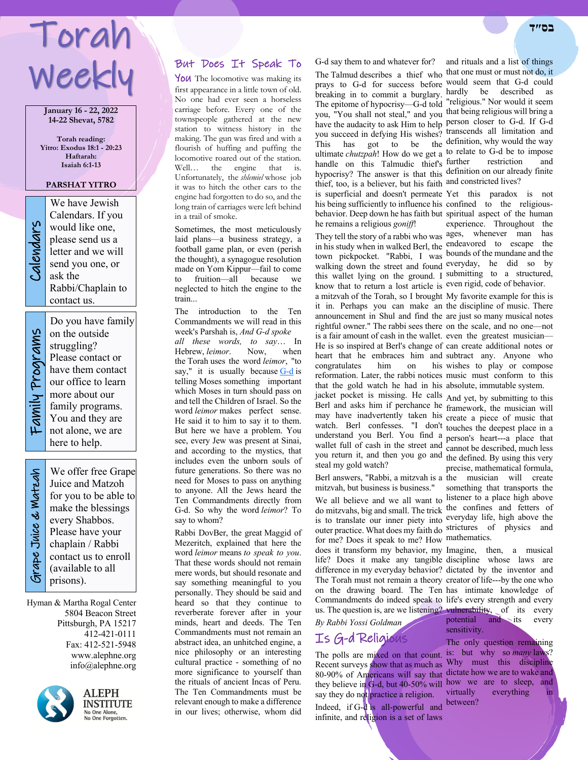בס״ד

# Torah Weekly

**January 16 - 22, 2022**
**14-22 Shevat, 5782**

**Torah reading:**
**Yitro: Exodus 18:1 - 20:23**
**Haftarah:**
**Isaiah 6:1-13**

**PARSHAT YITRO**

## Calendars

We have Jewish Calendars. If you would like one, please send us a letter and we will send you one, or ask the Rabbi/Chaplain to contact us.

## Family Programs

Do you have family on the outside struggling? Please contact or have them contact our office to learn more about our family programs. You and they are not alone, we are here to help.

## Grape Juice & Matzah

We offer free Grape Juice and Matzoh for you to be able to make the blessings every Shabbos. Please have your chaplain / Rabbi contact us to enroll (available to all prisons).

Hyman & Martha Rogal Center
5804 Beacon Street
Pittsburgh, PA 15217
412-421-0111
Fax: 412-521-5948
www.alephne.org
info@alephne.org

ALEPH INSTITUTE
No One Alone,
No One Forgotten.

## But Does It Speak To You

The locomotive was making its first appearance in a little town of old. No one had ever seen a horseless carriage before. Every one of the townspeople gathered at the new station to witness history in the making. The gun was fired and with a flourish of huffing and puffing the locomotive roared out of the station. Well… the engine that is. Unfortunately, the *shlemiel* whose job it was to hitch the other cars to the engine had forgotten to do so, and the long train of carriages were left behind in a trail of smoke.

Sometimes, the most meticulously laid plans—a business strategy, a football game plan, or even (perish the thought), a synagogue resolution made on Yom Kippur—fail to come to fruition—all because we neglected to hitch the engine to the train...

The introduction to the Ten Commandments we will read in this week's Parshah is, *And G-d spoke all these words, to say…* In Hebrew, *leimor*. Now, when the Torah uses the word *leimor*, "to say," it is usually because G-d is telling Moses something important which Moses in turn should pass on and tell the Children of Israel. So the word *leimor* makes perfect sense. He said it to him to say it to them. But here we have a problem. You see, every Jew was present at Sinai, and according to the mystics, that includes even the unborn souls of future generations. So there was no need for Moses to pass on anything to anyone. All the Jews heard the Ten Commandments directly from G-d. So why the word *leimor*? To say to whom?

Rabbi DovBer, the great Maggid of Mezeritch, explained that here the word *leimor* means *to speak to you*. That these words should not remain mere words, but should resonate and say something meaningful to you personally. They should be said and heard so that they continue to reverberate forever after in your minds, heart and deeds. The Ten Commandments must not remain an abstract idea, an unhitched engine, a nice philosophy or an interesting cultural practice - something of no more significance to yourself than the rituals of ancient Incas of Peru. The Ten Commandments must be relevant enough to make a difference in our lives; otherwise, whom did G-d say them to and whatever for?

The Talmud describes a thief who prays to G-d for success before breaking in to commit a burglary. The epitome of hypocrisy—G-d told you, "You shall not steal," and you have the audacity to ask Him to help you succeed in defying His wishes? This has got to be the ultimate *chutzpah*! How do we get a handle on this Talmudic thief's hypocrisy? The answer is that this thief, too, is a believer, but his faith is superficial and doesn't permeate his being sufficiently to influence his behavior. Deep down he has faith but he remains a religious *goniff*!

They tell the story of a rabbi who was in his study when in walked Berl, the town pickpocket. "Rabbi, I was walking down the street and found this wallet lying on the ground. I know that to return a lost article is a mitzvah of the Torah, so I brought it in. Perhaps you can make an announcement in Shul and find the rightful owner." The rabbi sees there is a fair amount of cash in the wallet. He is so inspired at Berl's change of heart that he embraces him and congratulates him on his reformation. Later, the rabbi notices that the gold watch he had in his jacket pocket is missing. He calls Berl and asks him if perchance he may have inadvertently taken his watch. Berl confesses. "I don't understand you Berl. You find a wallet full of cash in the street and you return it, and then you go and steal my gold watch?

Berl answers, "Rabbi, a mitzvah is a mitzvah, but business is business."

We all believe and we all want to do mitzvahs, big and small. The trick is to translate our inner piety into outer practice. What does my faith do for me? Does it speak to me? How does it transform my behavior, my life? Does it make any tangible difference in my everyday behavior? The Torah must not remain a theory on the drawing board. The Ten Commandments do indeed speak to us. The question is, are we listening?

*By Rabbi Yossi Goldman*

## Is G-d Religious

The polls are mixed on that count. Recent surveys show that as much as 80-90% of Americans will say that they believe in G-d, but 40-50% will say they do not practice a religion.

Indeed, if G-d is all-powerful and infinite, and religion is a set of laws and rituals and a list of things that one must or must not do, it would seem that G-d could hardly be described as "religious." Nor would it seem that being religious will bring a person closer to G-d. If G-d transcends all limitation and definition, why would the way to relate to G-d be to impose further restriction and definition on our already finite and constricted lives?

Yet this paradox is not confined to the religious-spiritual aspect of the human experience. Throughout the ages, whenever man has endeavored to escape the bounds of the mundane and the everyday, he did so by submitting to a structured, even rigid, code of behavior.

My favorite example for this is the discipline of music. There are just so many musical notes on the scale, and no one—not even the greatest musician—can create additional notes or subtract any. Anyone who wishes to play or compose music must conform to this absolute, immutable system.

And yet, by submitting to this framework, the musician will create a piece of music that touches the deepest place in a person's heart---a place that cannot be described, much less the defined. By using this very precise, mathematical formula, the musician will create something that transports the listener to a place high above the confines and fetters of everyday life, high above the strictures of physics and mathematics.

Imagine, then, a musical discipline whose laws are dictated by the inventor and creator of life---by the one who has intimate knowledge of life's every strength and every vulnerability, of its every potential and its every sensitivity.

The only question remaining is: but why so *many* laws? Why must this discipline dictate how we are to wake and how we are to sleep, and virtually everything in between?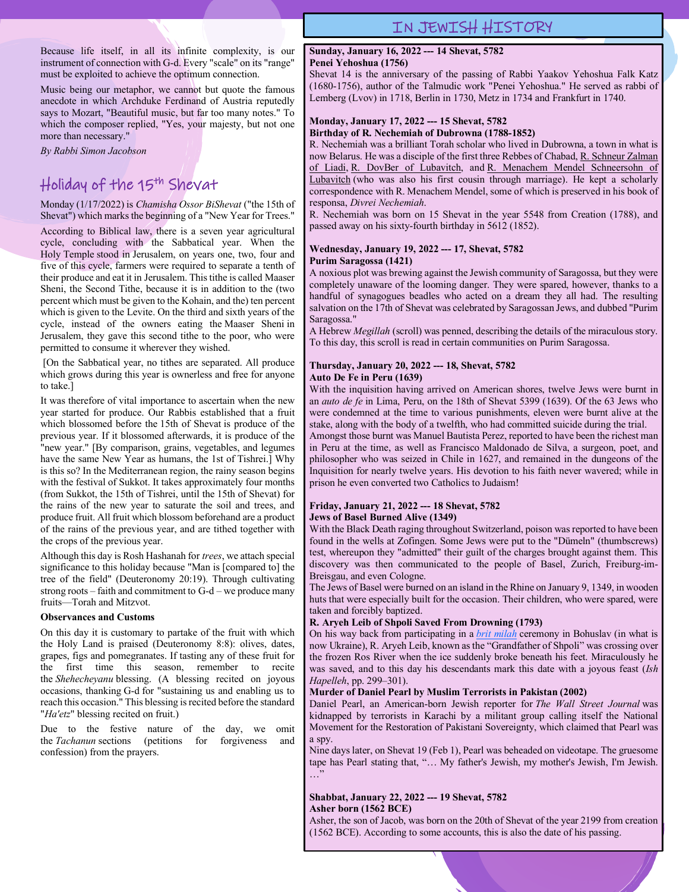Because life itself, in all its infinite complexity, is our instrument of connection with G-d. Every "scale" on its "range" must be exploited to achieve the optimum connection.

Music being our metaphor, we cannot but quote the famous anecdote in which Archduke Ferdinand of Austria reputedly says to Mozart, "Beautiful music, but far too many notes." To which the composer replied, "Yes, your majesty, but not one more than necessary."

*By Rabbi Simon Jacobson*

## Holiday of the 15th Shevat

Monday (1/17/2022) is *Chamisha Ossor BiShevat* ("the 15th of Shevat") which marks the beginning of a "New Year for Trees."

According to Biblical law, there is a seven year agricultural cycle, concluding with the Sabbatical year. When the Holy Temple stood in Jerusalem, on years one, two, four and five of this cycle, farmers were required to separate a tenth of their produce and eat it in Jerusalem. This tithe is called Maaser Sheni, the Second Tithe, because it is in addition to the (two percent which must be given to the Kohain, and the) ten percent which is given to the Levite. On the third and sixth years of the cycle, instead of the owners eating the Maaser Sheni in Jerusalem, they gave this second tithe to the poor, who were permitted to consume it wherever they wished.

[On the Sabbatical year, no tithes are separated. All produce which grows during this year is ownerless and free for anyone to take.]

It was therefore of vital importance to ascertain when the new year started for produce. Our Rabbis established that a fruit which blossomed before the 15th of Shevat is produce of the previous year. If it blossomed afterwards, it is produce of the "new year." [By comparison, grains, vegetables, and legumes have the same New Year as humans, the 1st of Tishrei.] Why is this so? In the Mediterranean region, the rainy season begins with the festival of Sukkot. It takes approximately four months (from Sukkot, the 15th of Tishrei, until the 15th of Shevat) for the rains of the new year to saturate the soil and trees, and produce fruit. All fruit which blossom beforehand are a product of the rains of the previous year, and are tithed together with the crops of the previous year.

Although this day is Rosh Hashanah for *trees*, we attach special significance to this holiday because "Man is [compared to] the tree of the field" (Deuteronomy 20:19). Through cultivating strong roots – faith and commitment to G-d – we produce many fruits—Torah and Mitzvot.

**Observances and Customs**

On this day it is customary to partake of the fruit with which the Holy Land is praised (Deuteronomy 8:8): olives, dates, grapes, figs and pomegranates. If tasting any of these fruit for the first time this season, remember to recite the *Shehecheyanu* blessing. (A blessing recited on joyous occasions, thanking G-d for "sustaining us and enabling us to reach this occasion." This blessing is recited before the standard "*Ha'etz*" blessing recited on fruit.)

Due to the festive nature of the day, we omit the *Tachanun* sections (petitions for forgiveness and confession) from the prayers.

## IN JEWISH HISTORY

**Sunday, January 16, 2022 --- 14 Shevat, 5782**
**Penei Yehoshua (1756)**

Shevat 14 is the anniversary of the passing of Rabbi Yaakov Yehoshua Falk Katz (1680-1756), author of the Talmudic work "Penei Yehoshua." He served as rabbi of Lemberg (Lvov) in 1718, Berlin in 1730, Metz in 1734 and Frankfurt in 1740.

**Monday, January 17, 2022 --- 15 Shevat, 5782**
**Birthday of R. Nechemiah of Dubrowna (1788-1852)**

R. Nechemiah was a brilliant Torah scholar who lived in Dubrowna, a town in what is now Belarus. He was a disciple of the first three Rebbes of Chabad, R. Schneur Zalman of Liadi, R. DovBer of Lubavitch, and R. Menachem Mendel Schneersohn of Lubavitch (who was also his first cousin through marriage). He kept a scholarly correspondence with R. Menachem Mendel, some of which is preserved in his book of responsa, *Divrei Nechemiah*.

R. Nechemiah was born on 15 Shevat in the year 5548 from Creation (1788), and passed away on his sixty-fourth birthday in 5612 (1852).

**Wednesday, January 19, 2022 --- 17, Shevat, 5782**
**Purim Saragossa (1421)**

A noxious plot was brewing against the Jewish community of Saragossa, but they were completely unaware of the looming danger. They were spared, however, thanks to a handful of synagogues beadles who acted on a dream they all had. The resulting salvation on the 17th of Shevat was celebrated by Saragossan Jews, and dubbed "Purim Saragossa."

A Hebrew *Megillah* (scroll) was penned, describing the details of the miraculous story. To this day, this scroll is read in certain communities on Purim Saragossa.

**Thursday, January 20, 2022 --- 18, Shevat, 5782**
**Auto De Fe in Peru (1639)**

With the inquisition having arrived on American shores, twelve Jews were burnt in an *auto de fe* in Lima, Peru, on the 18th of Shevat 5399 (1639). Of the 63 Jews who were condemned at the time to various punishments, eleven were burnt alive at the stake, along with the body of a twelfth, who had committed suicide during the trial.

Amongst those burnt was Manuel Bautista Perez, reported to have been the richest man in Peru at the time, as well as Francisco Maldonado de Silva, a surgeon, poet, and philosopher who was seized in Chile in 1627, and remained in the dungeons of the Inquisition for nearly twelve years. His devotion to his faith never wavered; while in prison he even converted two Catholics to Judaism!

**Friday, January 21, 2022 --- 18 Shevat, 5782**
**Jews of Basel Burned Alive (1349)**

With the Black Death raging throughout Switzerland, poison was reported to have been found in the wells at Zofingen. Some Jews were put to the "Dümeln" (thumbscrews) test, whereupon they "admitted" their guilt of the charges brought against them. This discovery was then communicated to the people of Basel, Zurich, Freiburg-im-Breisgau, and even Cologne.

The Jews of Basel were burned on an island in the Rhine on January 9, 1349, in wooden huts that were especially built for the occasion. Their children, who were spared, were taken and forcibly baptized.

**R. Aryeh Leib of Shpoli Saved From Drowning (1793)**

On his way back from participating in a *brit milah* ceremony in Bohuslav (in what is now Ukraine), R. Aryeh Leib, known as the "Grandfather of Shpoli" was crossing over the frozen Ros River when the ice suddenly broke beneath his feet. Miraculously he was saved, and to this day his descendants mark this date with a joyous feast (*Ish Hapelleh*, pp. 299–301).

**Murder of Daniel Pearl by Muslim Terrorists in Pakistan (2002)**

Daniel Pearl, an American-born Jewish reporter for *The Wall Street Journal* was kidnapped by terrorists in Karachi by a militant group calling itself the National Movement for the Restoration of Pakistani Sovereignty, which claimed that Pearl was a spy.

Nine days later, on Shevat 19 (Feb 1), Pearl was beheaded on videotape. The gruesome tape has Pearl stating that, "… My father's Jewish, my mother's Jewish, I'm Jewish. …"

**Shabbat, January 22, 2022 --- 19 Shevat, 5782**
**Asher born (1562 BCE)**

Asher, the son of Jacob, was born on the 20th of Shevat of the year 2199 from creation (1562 BCE). According to some accounts, this is also the date of his passing.